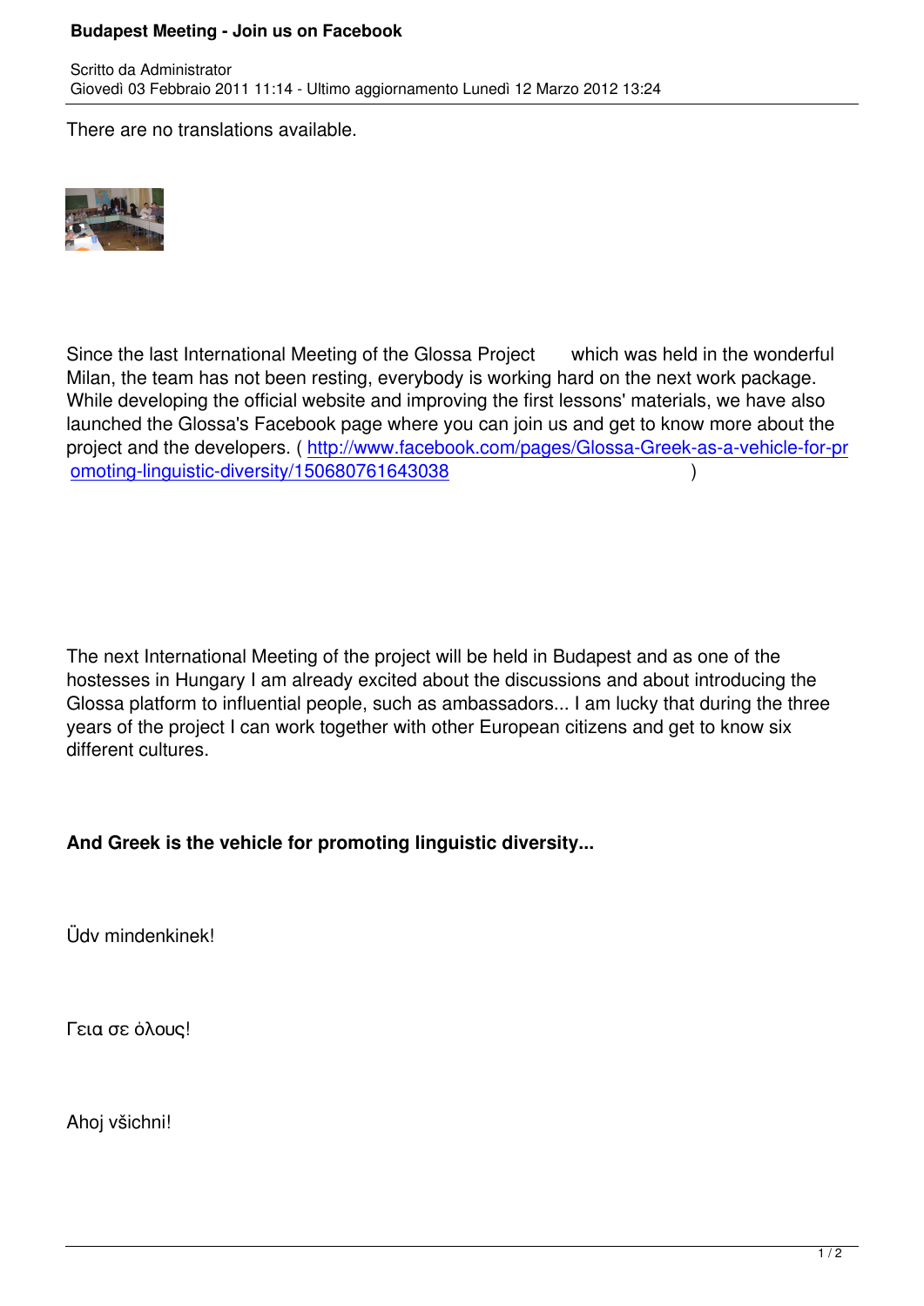# Budapest Meeting - Join us on Facebook

Scritto da Administrator
Giovedì 03 Febbraio 2011 11:14 - Ultimo aggiornamento Lunedì 12 Marzo 2012 13:24

There are no translations available.

Since the last International Meeting of the Glossa Project which was held in the wonderful Milan, the team has not been resting, everybody is working hard on the next work package. While developing the official website and improving the first lessons' materials, we have also launched the Glossa's Facebook page where you can join us and get to know more about the project and the developers. ( http://www.facebook.com/pages/Glossa-Greek-as-a-vehicle-for-promoting-linguistic-diversity/150680761643038 )

The next International Meeting of the project will be held in Budapest and as one of the hostesses in Hungary I am already excited about the discussions and about introducing the Glossa platform to influential people, such as ambassadors... I am lucky that during the three years of the project I can work together with other European citizens and get to know six different cultures.

**And Greek is the vehicle for promoting linguistic diversity...**

Üdv mindenkinek!

Γεια σε όλους!

Ahoj všichni!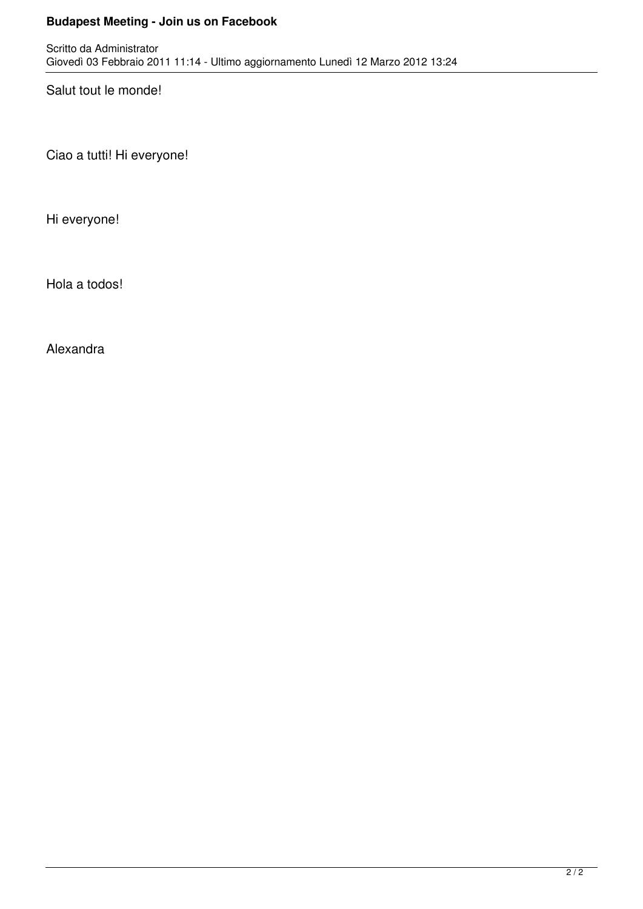Salut tout le monde!

Ciao a tutti! Hi everyone!

Hi everyone!

Hola a todos!

Alexandra